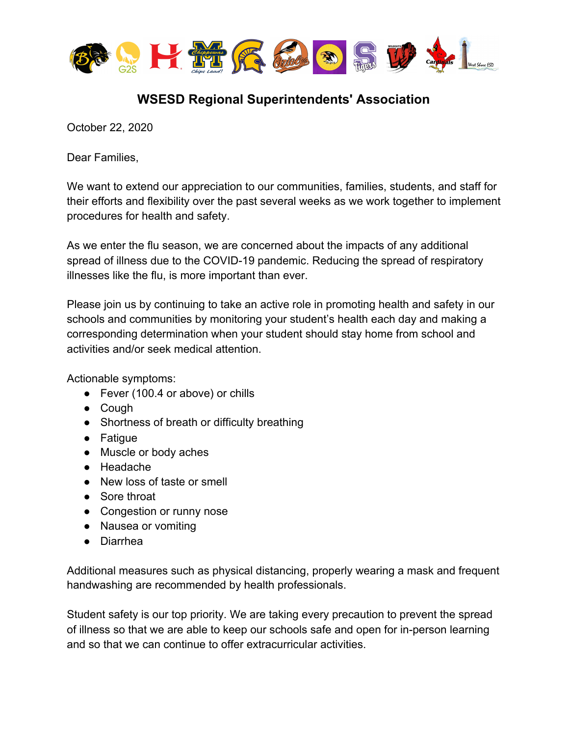# WSESD Regional Superintendents' Association

October 22, 2020

Dear Families,

We want to extend our appreciation to our communities, families, students, and staff for their efforts and flexibility over the past several weeks as we work together to implement procedures for health and safety.

As we enter the flu season, we are concerned about the impacts of any additional spread of illness due to the COVID-19 pandemic. Reducing the spread of respiratory illnesses like the flu, is more important than ever.

Please join us by continuing to take an active role in promoting health and safety in our schools and communities by monitoring your student's health each day and making a corresponding determination when your student should stay home from school and activities and/or seek medical attention.

Actionable symptoms:

- Fever (100.4 or above) or chills
- Cough
- Shortness of breath or difficulty breathing
- Fatigue
- Muscle or body aches
- Headache
- New loss of taste or smell
- Sore throat
- Congestion or runny nose
- Nausea or vomiting
- Diarrhea

Additional measures such as physical distancing, properly wearing a mask and frequent handwashing are recommended by health professionals.

Student safety is our top priority. We are taking every precaution to prevent the spread of illness so that we are able to keep our schools safe and open for in-person learning and so that we can continue to offer extracurricular activities.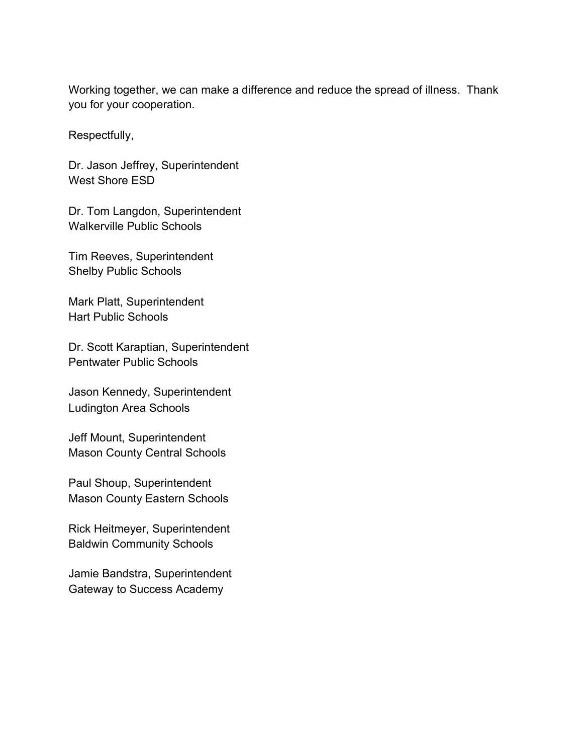Working together, we can make a difference and reduce the spread of illness. Thank you for your cooperation.

Respectfully,

Dr. Jason Jeffrey, Superintendent
West Shore ESD

Dr. Tom Langdon, Superintendent
Walkerville Public Schools

Tim Reeves, Superintendent
Shelby Public Schools

Mark Platt, Superintendent
Hart Public Schools

Dr. Scott Karaptian, Superintendent
Pentwater Public Schools

Jason Kennedy, Superintendent
Ludington Area Schools

Jeff Mount, Superintendent
Mason County Central Schools

Paul Shoup, Superintendent
Mason County Eastern Schools

Rick Heitmeyer, Superintendent
Baldwin Community Schools

Jamie Bandstra, Superintendent
Gateway to Success Academy